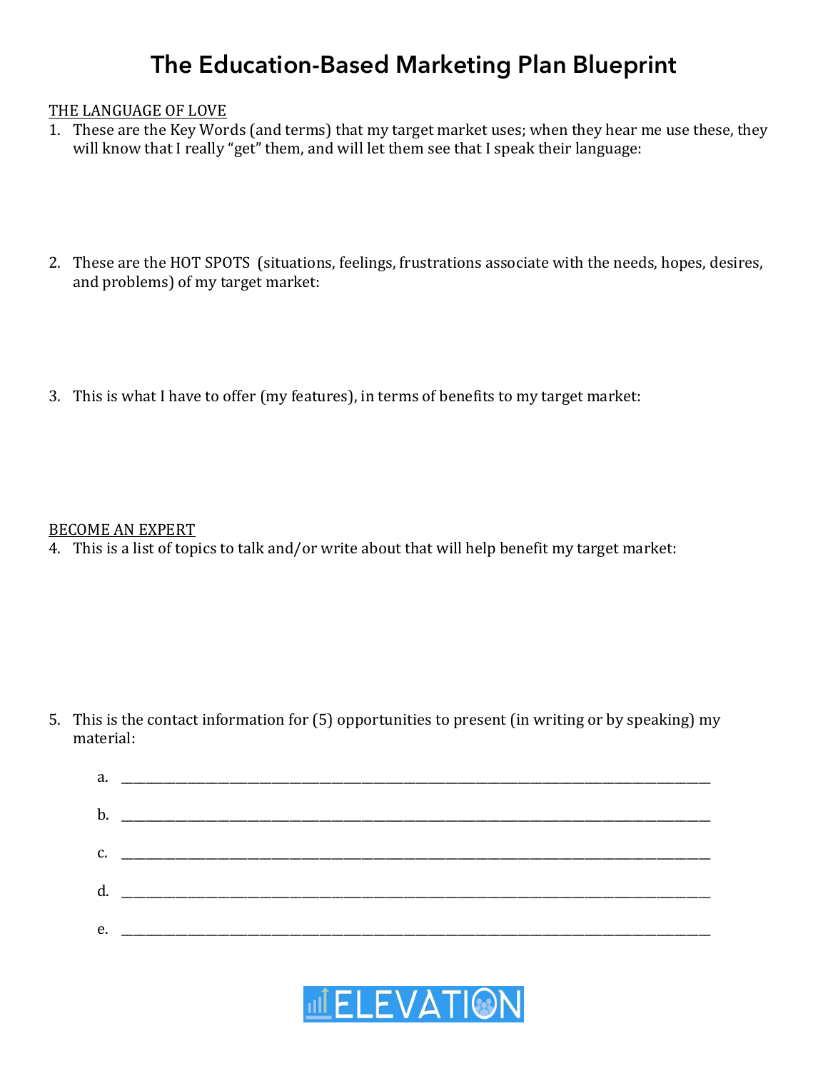# The Education-Based Marketing Plan Blueprint

THE LANGUAGE OF LOVE

1. These are the Key Words (and terms) that my target market uses; when they hear me use these, they will know that I really "get" them, and will let them see that I speak their language:

2. These are the HOT SPOTS (situations, feelings, frustrations associate with the needs, hopes, desires, and problems) of my target market:

3. This is what I have to offer (my features), in terms of benefits to my target market:

BECOME AN EXPERT

4. This is a list of topics to talk and/or write about that will help benefit my target market:

5. This is the contact information for (5) opportunities to present (in writing or by speaking) my material:

   a. ___________________________________________________________________________

   b. ___________________________________________________________________________

   c. ___________________________________________________________________________

   d. ___________________________________________________________________________

   e. ___________________________________________________________________________

ELEVATION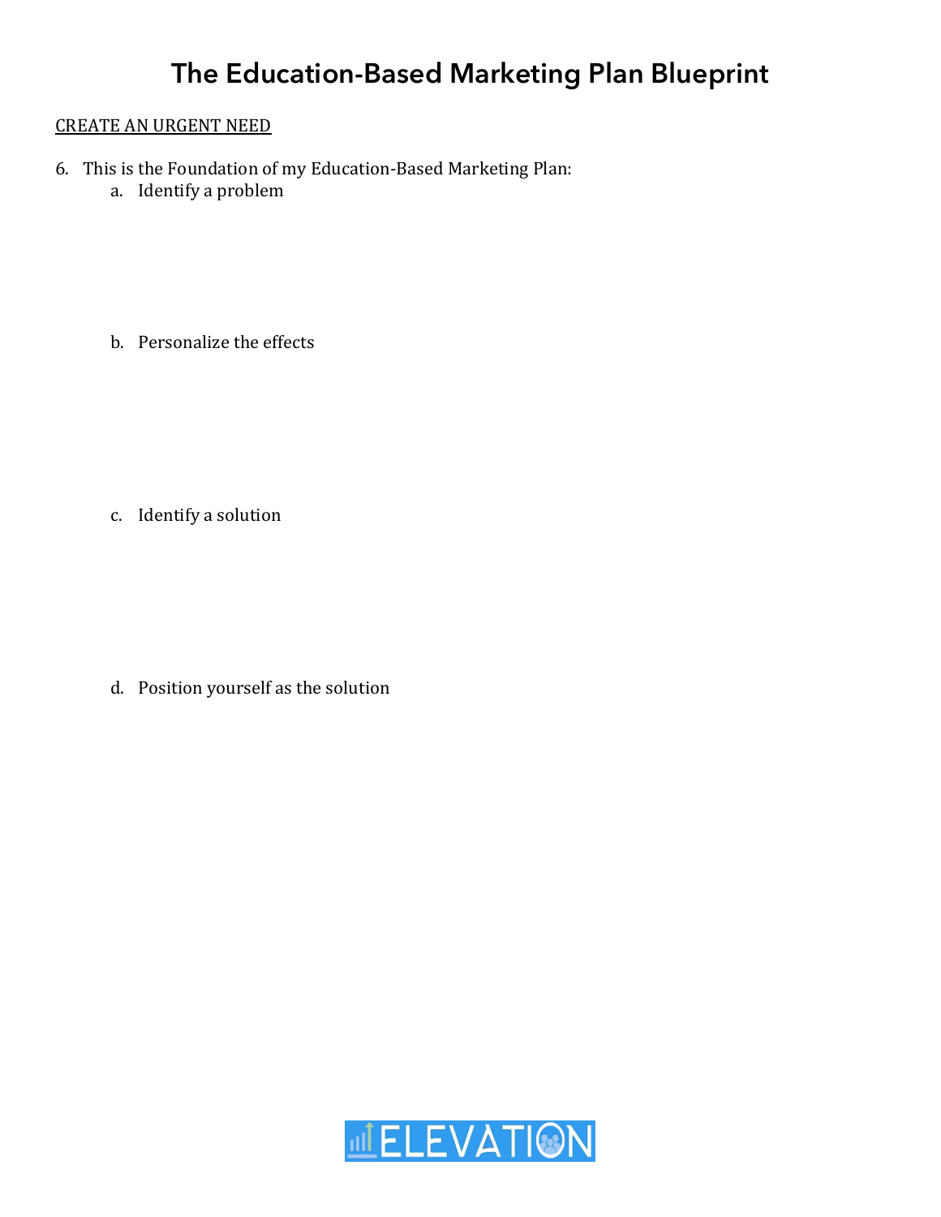# The Education-Based Marketing Plan Blueprint

CREATE AN URGENT NEED

6. This is the Foundation of my Education-Based Marketing Plan:
    a. Identify a problem

    b. Personalize the effects

    c. Identify a solution

    d. Position yourself as the solution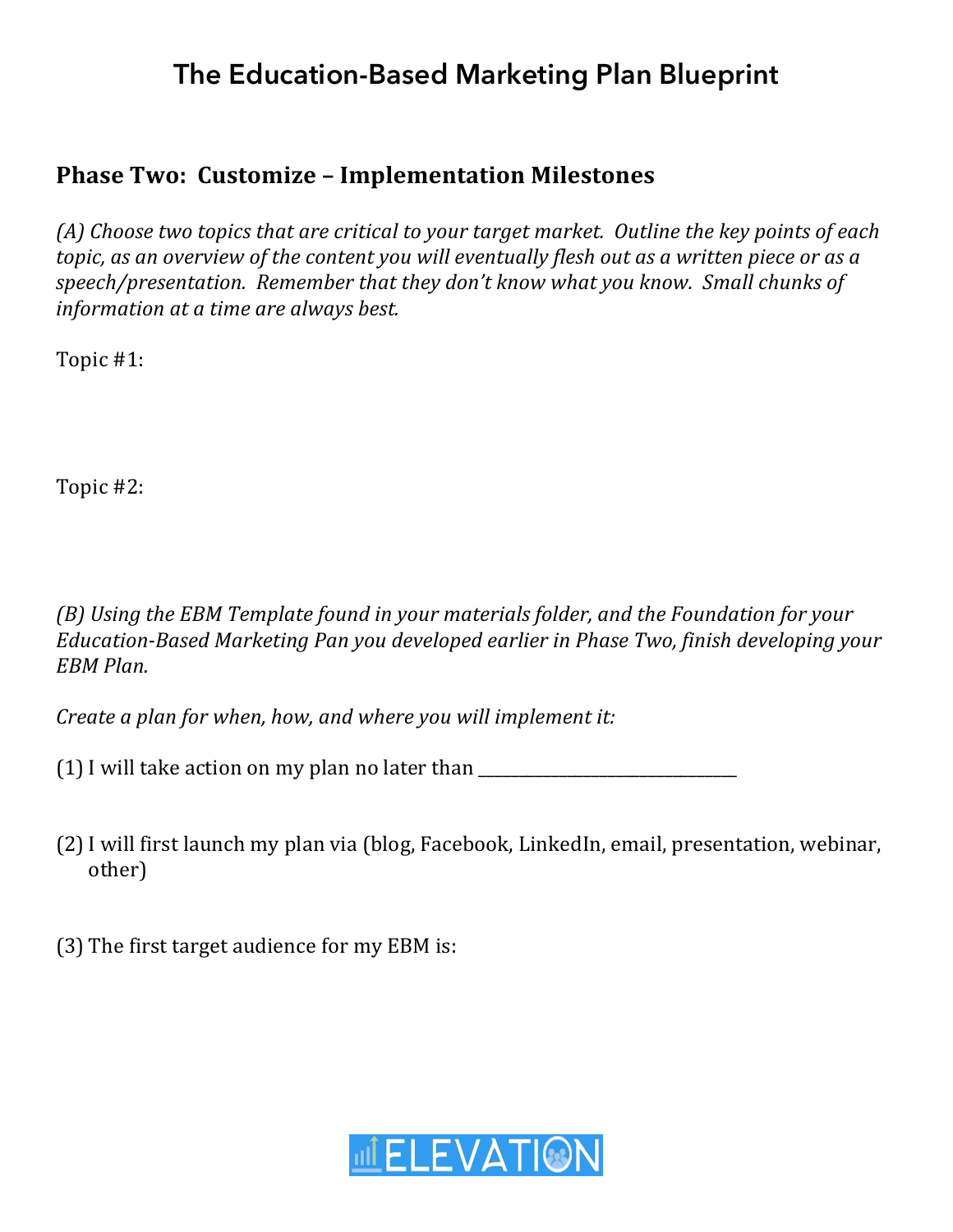# The Education-Based Marketing Plan Blueprint

## Phase Two: Customize – Implementation Milestones

*(A) Choose two topics that are critical to your target market. Outline the key points of each topic, as an overview of the content you will eventually flesh out as a written piece or as a speech/presentation. Remember that they don't know what you know. Small chunks of information at a time are always best.*

Topic #1:

Topic #2:

*(B) Using the EBM Template found in your materials folder, and the Foundation for your Education-Based Marketing Pan you developed earlier in Phase Two, finish developing your EBM Plan.*

*Create a plan for when, how, and where you will implement it:*

(1) I will take action on my plan no later than ______________________________

(2) I will first launch my plan via (blog, Facebook, LinkedIn, email, presentation, webinar, other)

(3) The first target audience for my EBM is:

ELEVATION